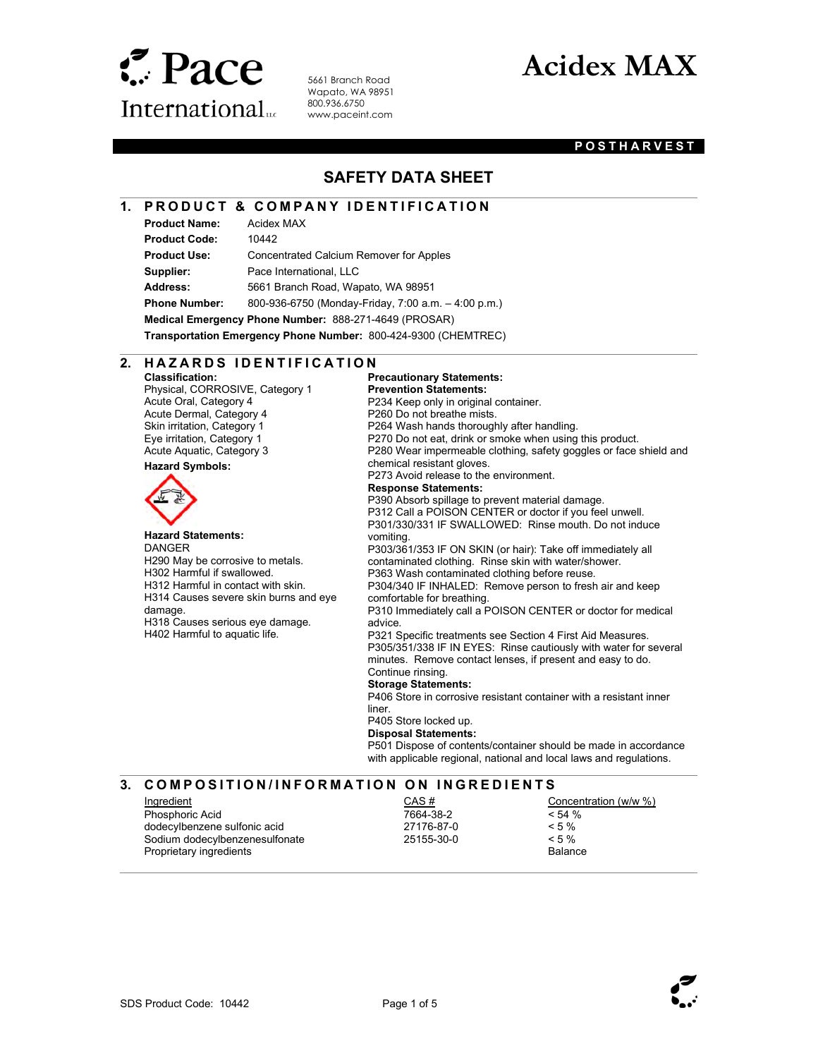Pace International LLC

5661 Branch Road
Wapato, WA 98951
800.936.6750
www.paceint.com

# Acidex MAX

**POSTHARVEST**

# SAFETY DATA SHEET

## 1. PRODUCT & COMPANY IDENTIFICATION

**Product Name:** Acidex MAX
**Product Code:** 10442
**Product Use:** Concentrated Calcium Remover for Apples
**Supplier:** Pace International, LLC
**Address:** 5661 Branch Road, Wapato, WA 98951
**Phone Number:** 800-936-6750 (Monday-Friday, 7:00 a.m. – 4:00 p.m.)
**Medical Emergency Phone Number:** 888-271-4649 (PROSAR)
**Transportation Emergency Phone Number:** 800-424-9300 (CHEMTREC)

## 2. HAZARDS IDENTIFICATION

**Classification:**
Physical, CORROSIVE, Category 1
Acute Oral, Category 4
Acute Dermal, Category 4
Skin irritation, Category 1
Eye irritation, Category 1
Acute Aquatic, Category 3

**Hazard Symbols:**

**Hazard Statements:**
DANGER
H290 May be corrosive to metals.
H302 Harmful if swallowed.
H312 Harmful in contact with skin.
H314 Causes severe skin burns and eye damage.
H318 Causes serious eye damage.
H402 Harmful to aquatic life.

**Precautionary Statements:**

**Prevention Statements:**
P234 Keep only in original container.
P260 Do not breathe mists.
P264 Wash hands thoroughly after handling.
P270 Do not eat, drink or smoke when using this product.
P280 Wear impermeable clothing, safety goggles or face shield and chemical resistant gloves.
P273 Avoid release to the environment.

**Response Statements:**
P390 Absorb spillage to prevent material damage.
P312 Call a POISON CENTER or doctor if you feel unwell.
P301/330/331 IF SWALLOWED: Rinse mouth. Do not induce vomiting.
P303/361/353 IF ON SKIN (or hair): Take off immediately all contaminated clothing. Rinse skin with water/shower.
P363 Wash contaminated clothing before reuse.
P304/340 IF INHALED: Remove person to fresh air and keep comfortable for breathing.
P310 Immediately call a POISON CENTER or doctor for medical advice.
P321 Specific treatments see Section 4 First Aid Measures.
P305/351/338 IF IN EYES: Rinse cautiously with water for several minutes. Remove contact lenses, if present and easy to do. Continue rinsing.

**Storage Statements:**
P406 Store in corrosive resistant container with a resistant inner liner.
P405 Store locked up.

**Disposal Statements:**
P501 Dispose of contents/container should be made in accordance with applicable regional, national and local laws and regulations.

## 3. COMPOSITION/INFORMATION ON INGREDIENTS

| Ingredient | CAS # | Concentration (w/w %) |
|---|---|---|
| Phosphoric Acid | 7664-38-2 | < 54 % |
| dodecylbenzene sulfonic acid | 27176-87-0 | < 5 % |
| Sodium dodecylbenzenesulfonate | 25155-30-0 | < 5 % |
| Proprietary ingredients | | Balance |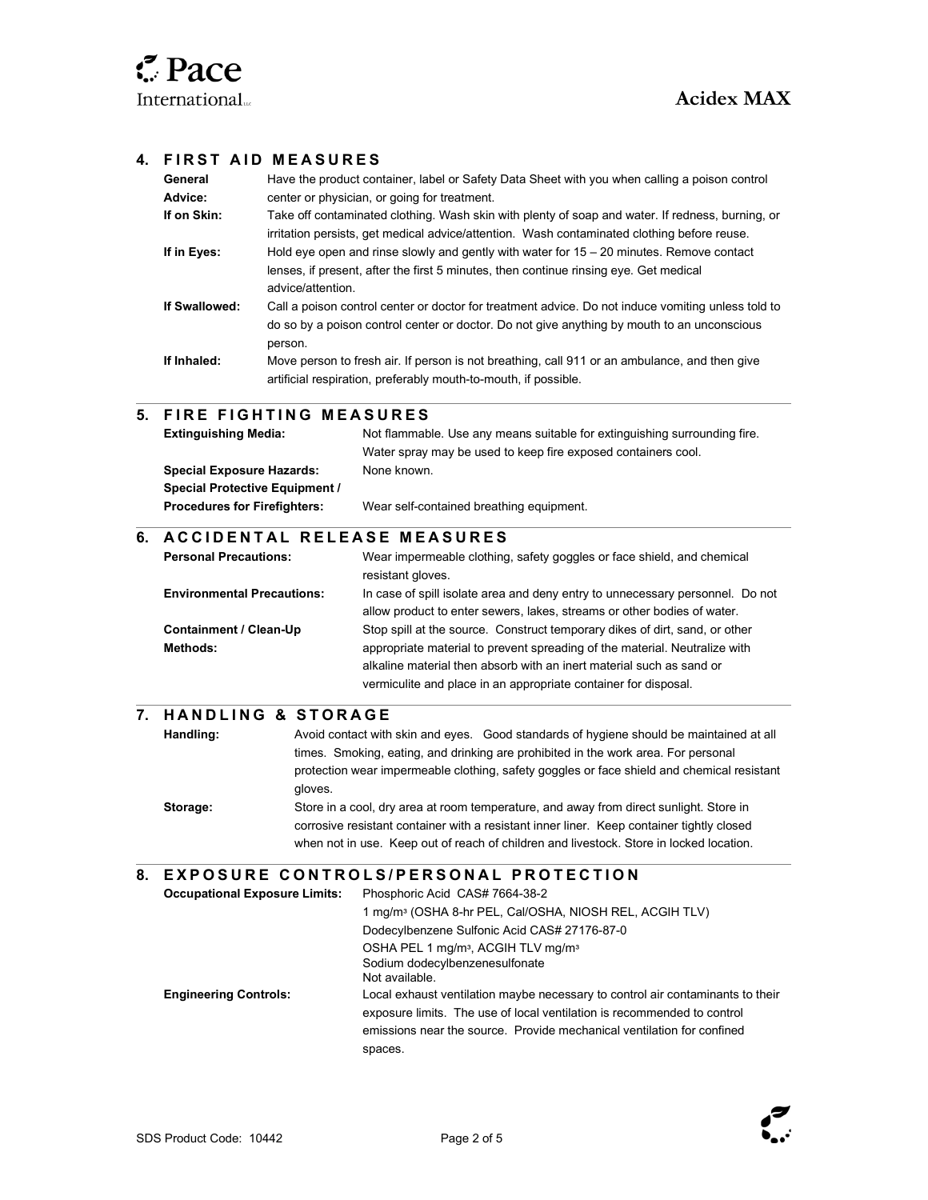## 4. FIRST AID MEASURES

**General Advice:** Have the product container, label or Safety Data Sheet with you when calling a poison control center or physician, or going for treatment.

**If on Skin:** Take off contaminated clothing. Wash skin with plenty of soap and water. If redness, burning, or irritation persists, get medical advice/attention. Wash contaminated clothing before reuse.

**If in Eyes:** Hold eye open and rinse slowly and gently with water for 15 – 20 minutes. Remove contact lenses, if present, after the first 5 minutes, then continue rinsing eye. Get medical advice/attention.

**If Swallowed:** Call a poison control center or doctor for treatment advice. Do not induce vomiting unless told to do so by a poison control center or doctor. Do not give anything by mouth to an unconscious person.

**If Inhaled:** Move person to fresh air. If person is not breathing, call 911 or an ambulance, and then give artificial respiration, preferably mouth-to-mouth, if possible.

## 5. FIRE FIGHTING MEASURES

**Extinguishing Media:** Not flammable. Use any means suitable for extinguishing surrounding fire. Water spray may be used to keep fire exposed containers cool.

**Special Exposure Hazards:** None known.

**Special Protective Equipment / Procedures for Firefighters:** Wear self-contained breathing equipment.

## 6. ACCIDENTAL RELEASE MEASURES

**Personal Precautions:** Wear impermeable clothing, safety goggles or face shield, and chemical resistant gloves.

**Environmental Precautions:** In case of spill isolate area and deny entry to unnecessary personnel. Do not allow product to enter sewers, lakes, streams or other bodies of water.

**Containment / Clean-Up Methods:** Stop spill at the source. Construct temporary dikes of dirt, sand, or other appropriate material to prevent spreading of the material. Neutralize with alkaline material then absorb with an inert material such as sand or vermiculite and place in an appropriate container for disposal.

## 7. HANDLING & STORAGE

**Handling:** Avoid contact with skin and eyes. Good standards of hygiene should be maintained at all times. Smoking, eating, and drinking are prohibited in the work area. For personal protection wear impermeable clothing, safety goggles or face shield and chemical resistant gloves.

**Storage:** Store in a cool, dry area at room temperature, and away from direct sunlight. Store in corrosive resistant container with a resistant inner liner. Keep container tightly closed when not in use. Keep out of reach of children and livestock. Store in locked location.

## 8. EXPOSURE CONTROLS/PERSONAL PROTECTION

**Occupational Exposure Limits:**
Phosphoric Acid CAS# 7664-38-2
1 mg/m³ (OSHA 8-hr PEL, Cal/OSHA, NIOSH REL, ACGIH TLV)
Dodecylbenzene Sulfonic Acid CAS# 27176-87-0
OSHA PEL 1 mg/m³, ACGIH TLV mg/m³
Sodium dodecylbenzenesulfonate
Not available.

**Engineering Controls:** Local exhaust ventilation maybe necessary to control air contaminants to their exposure limits. The use of local ventilation is recommended to control emissions near the source. Provide mechanical ventilation for confined spaces.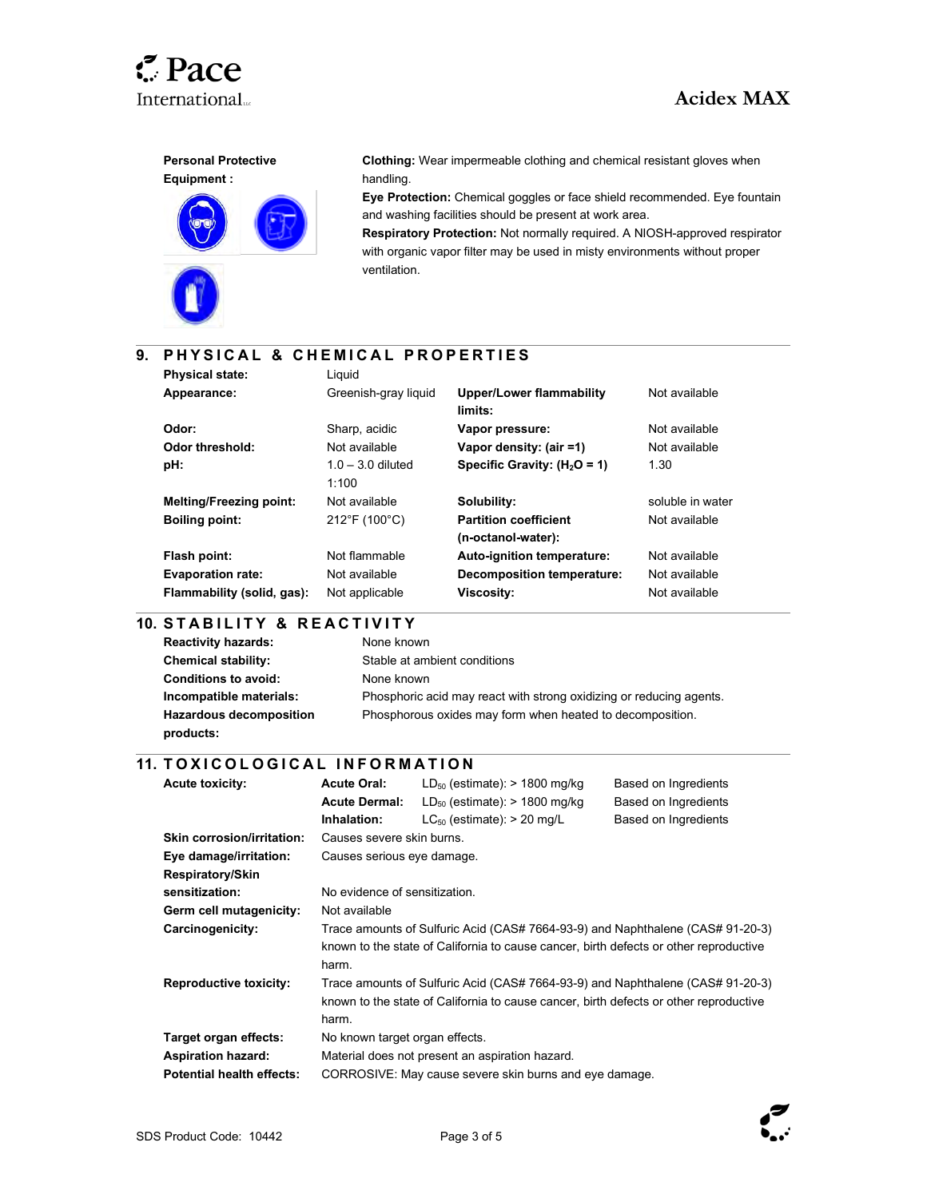**Personal Protective Equipment :**

**Clothing:** Wear impermeable clothing and chemical resistant gloves when handling.
**Eye Protection:** Chemical goggles or face shield recommended. Eye fountain and washing facilities should be present at work area.
**Respiratory Protection:** Not normally required. A NIOSH-approved respirator with organic vapor filter may be used in misty environments without proper ventilation.

## 9. PHYSICAL & CHEMICAL PROPERTIES

| | | | |
|---|---|---|---|
| **Physical state:** | Liquid | | |
| **Appearance:** | Greenish-gray liquid | **Upper/Lower flammability limits:** | Not available |
| **Odor:** | Sharp, acidic | **Vapor pressure:** | Not available |
| **Odor threshold:** | Not available | **Vapor density: (air =1)** | Not available |
| **pH:** | 1.0 – 3.0 diluted 1:100 | **Specific Gravity: ($H_2O$ = 1)** | 1.30 |
| **Melting/Freezing point:** | Not available | **Solubility:** | soluble in water |
| **Boiling point:** | 212°F (100°C) | **Partition coefficient (n-octanol-water):** | Not available |
| **Flash point:** | Not flammable | **Auto-ignition temperature:** | Not available |
| **Evaporation rate:** | Not available | **Decomposition temperature:** | Not available |
| **Flammability (solid, gas):** | Not applicable | **Viscosity:** | Not available |

## 10. STABILITY & REACTIVITY

**Reactivity hazards:** None known

**Chemical stability:** Stable at ambient conditions

**Conditions to avoid:** None known

**Incompatible materials:** Phosphoric acid may react with strong oxidizing or reducing agents.

**Hazardous decomposition products:** Phosphorous oxides may form when heated to decomposition.

## 11. TOXICOLOGICAL INFORMATION

**Acute toxicity:**

| | | |
|---|---|---|
| **Acute Oral:** | $LD_{50}$ (estimate): > 1800 mg/kg | Based on Ingredients |
| **Acute Dermal:** | $LD_{50}$ (estimate): > 1800 mg/kg | Based on Ingredients |
| **Inhalation:** | $LC_{50}$ (estimate): > 20 mg/L | Based on Ingredients |

**Skin corrosion/irritation:** Causes severe skin burns.

**Eye damage/irritation:** Causes serious eye damage.

**Respiratory/Skin sensitization:** No evidence of sensitization.

**Germ cell mutagenicity:** Not available

**Carcinogenicity:** Trace amounts of Sulfuric Acid (CAS# 7664-93-9) and Naphthalene (CAS# 91-20-3) known to the state of California to cause cancer, birth defects or other reproductive harm.

**Reproductive toxicity:** Trace amounts of Sulfuric Acid (CAS# 7664-93-9) and Naphthalene (CAS# 91-20-3) known to the state of California to cause cancer, birth defects or other reproductive harm.

**Target organ effects:** No known target organ effects.

**Aspiration hazard:** Material does not present an aspiration hazard.

**Potential health effects:** CORROSIVE: May cause severe skin burns and eye damage.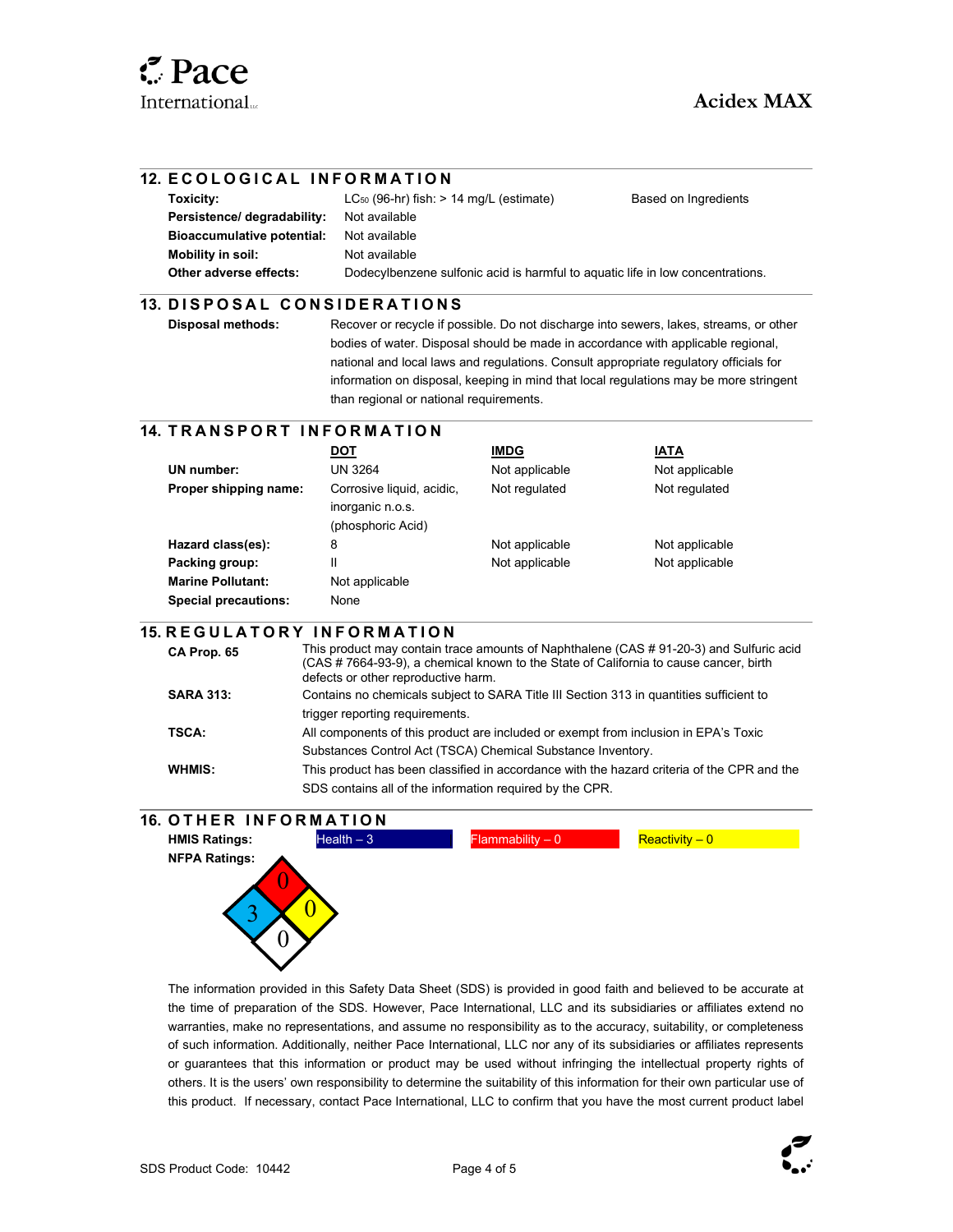## 12. ECOLOGICAL INFORMATION

| | | |
|---|---|---|
| **Toxicity:** | $LC_{50}$ (96-hr) fish: > 14 mg/L (estimate) | Based on Ingredients |
| **Persistence/ degradability:** | Not available | |
| **Bioaccumulative potential:** | Not available | |
| **Mobility in soil:** | Not available | |
| **Other adverse effects:** | Dodecylbenzene sulfonic acid is harmful to aquatic life in low concentrations. | |

## 13. DISPOSAL CONSIDERATIONS

**Disposal methods:** Recover or recycle if possible. Do not discharge into sewers, lakes, streams, or other bodies of water. Disposal should be made in accordance with applicable regional, national and local laws and regulations. Consult appropriate regulatory officials for information on disposal, keeping in mind that local regulations may be more stringent than regional or national requirements.

## 14. TRANSPORT INFORMATION

| | DOT | IMDG | IATA |
|---|---|---|---|
| **UN number:** | UN 3264 | Not applicable | Not applicable |
| **Proper shipping name:** | Corrosive liquid, acidic, inorganic n.o.s. (phosphoric Acid) | Not regulated | Not regulated |
| **Hazard class(es):** | 8 | Not applicable | Not applicable |
| **Packing group:** | II | Not applicable | Not applicable |
| **Marine Pollutant:** | Not applicable | | |
| **Special precautions:** | None | | |

## 15. REGULATORY INFORMATION

**CA Prop. 65** This product may contain trace amounts of Naphthalene (CAS # 91-20-3) and Sulfuric acid (CAS # 7664-93-9), a chemical known to the State of California to cause cancer, birth defects or other reproductive harm.

**SARA 313:** Contains no chemicals subject to SARA Title III Section 313 in quantities sufficient to trigger reporting requirements.

**TSCA:** All components of this product are included or exempt from inclusion in EPA's Toxic Substances Control Act (TSCA) Chemical Substance Inventory.

**WHMIS:** This product has been classified in accordance with the hazard criteria of the CPR and the SDS contains all of the information required by the CPR.

## 16. OTHER INFORMATION

**HMIS Ratings:** Health – 3 | Flammability – 0 | Reactivity – 0

**NFPA Ratings:** Health 3, Flammability 0, Reactivity 0, Special 0

The information provided in this Safety Data Sheet (SDS) is provided in good faith and believed to be accurate at the time of preparation of the SDS. However, Pace International, LLC and its subsidiaries or affiliates extend no warranties, make no representations, and assume no responsibility as to the accuracy, suitability, or completeness of such information. Additionally, neither Pace International, LLC nor any of its subsidiaries or affiliates represents or guarantees that this information or product may be used without infringing the intellectual property rights of others. It is the users' own responsibility to determine the suitability of this information for their own particular use of this product. If necessary, contact Pace International, LLC to confirm that you have the most current product label

SDS Product Code: 10442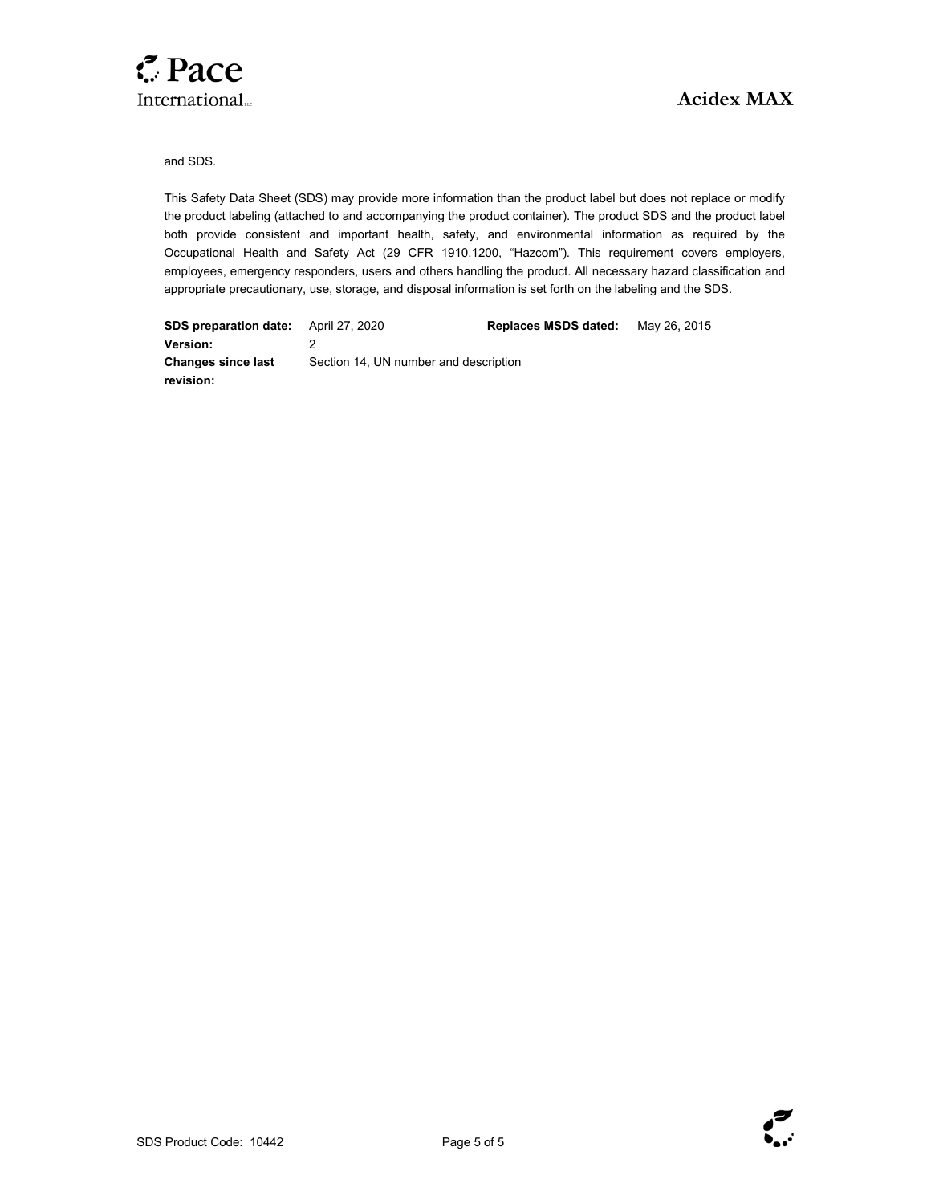and SDS.

This Safety Data Sheet (SDS) may provide more information than the product label but does not replace or modify the product labeling (attached to and accompanying the product container). The product SDS and the product label both provide consistent and important health, safety, and environmental information as required by the Occupational Health and Safety Act (29 CFR 1910.1200, “Hazcom”). This requirement covers employers, employees, emergency responders, users and others handling the product. All necessary hazard classification and appropriate precautionary, use, storage, and disposal information is set forth on the labeling and the SDS.

| | | | |
|---|---|---|---|
| **SDS preparation date:** | April 27, 2020 | **Replaces MSDS dated:** | May 26, 2015 |
| **Version:** | 2 | | |
| **Changes since last revision:** | Section 14, UN number and description | | |